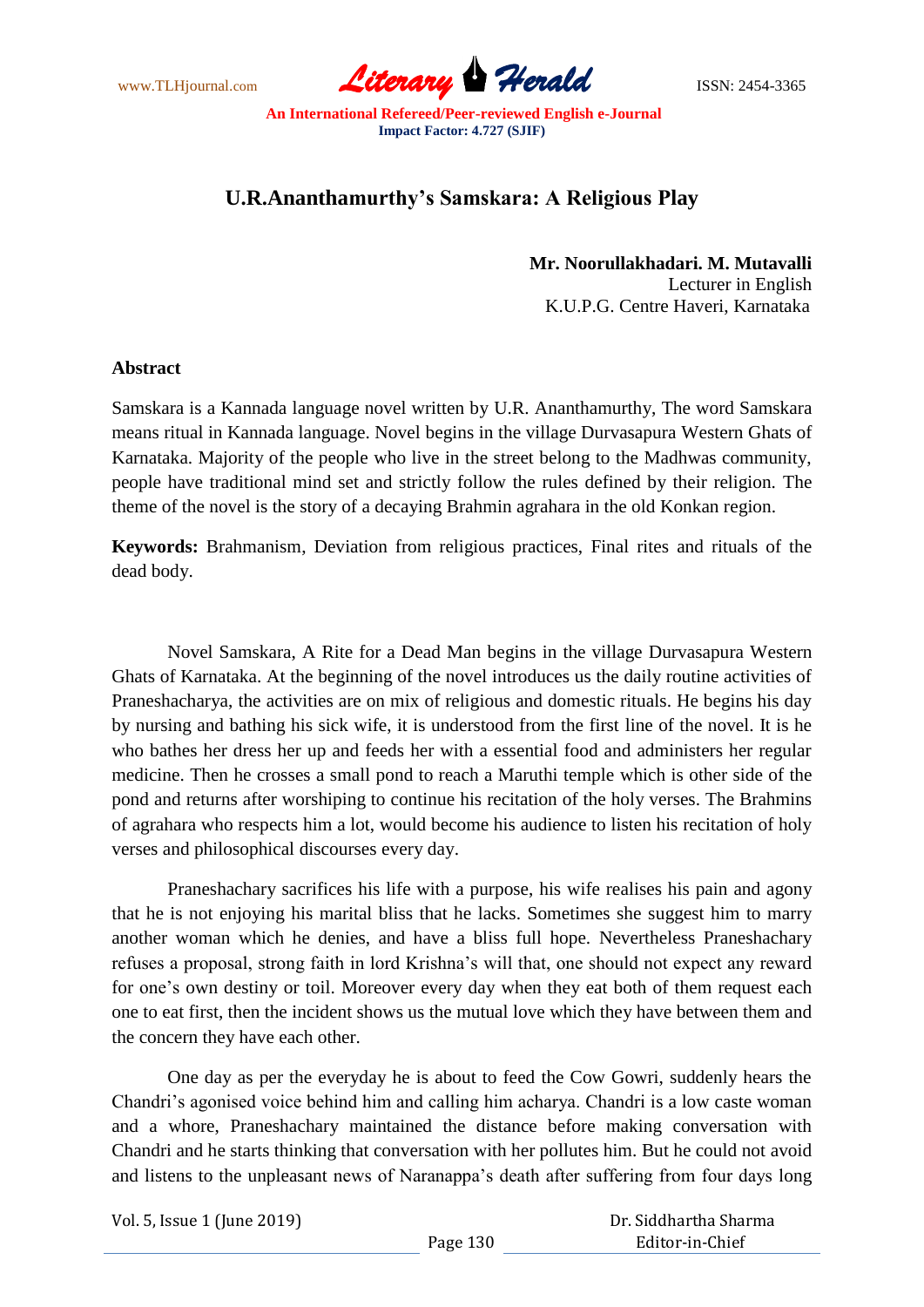# U.R.Ananthamurthy's Samskara: A Religious Play

**Mr. Noorullakhadari. M. Mutavalli**
Lecturer in English
K.U.P.G. Centre Haveri, Karnataka

## Abstract

Samskara is a Kannada language novel written by U.R. Ananthamurthy, The word Samskara means ritual in Kannada language. Novel begins in the village Durvasapura Western Ghats of Karnataka. Majority of the people who live in the street belong to the Madhwas community, people have traditional mind set and strictly follow the rules defined by their religion. The theme of the novel is the story of a decaying Brahmin agrahara in the old Konkan region.

**Keywords:** Brahmanism, Deviation from religious practices, Final rites and rituals of the dead body.

Novel Samskara, A Rite for a Dead Man begins in the village Durvasapura Western Ghats of Karnataka. At the beginning of the novel introduces us the daily routine activities of Praneshacharya, the activities are on mix of religious and domestic rituals. He begins his day by nursing and bathing his sick wife, it is understood from the first line of the novel. It is he who bathes her dress her up and feeds her with a essential food and administers her regular medicine. Then he crosses a small pond to reach a Maruthi temple which is other side of the pond and returns after worshiping to continue his recitation of the holy verses. The Brahmins of agrahara who respects him a lot, would become his audience to listen his recitation of holy verses and philosophical discourses every day.

Praneshachary sacrifices his life with a purpose, his wife realises his pain and agony that he is not enjoying his marital bliss that he lacks. Sometimes she suggest him to marry another woman which he denies, and have a bliss full hope. Nevertheless Praneshachary refuses a proposal, strong faith in lord Krishna's will that, one should not expect any reward for one's own destiny or toil. Moreover every day when they eat both of them request each one to eat first, then the incident shows us the mutual love which they have between them and the concern they have each other.

One day as per the everyday he is about to feed the Cow Gowri, suddenly hears the Chandri's agonised voice behind him and calling him acharya. Chandri is a low caste woman and a whore, Praneshachary maintained the distance before making conversation with Chandri and he starts thinking that conversation with her pollutes him. But he could not avoid and listens to the unpleasant news of Naranappa's death after suffering from four days long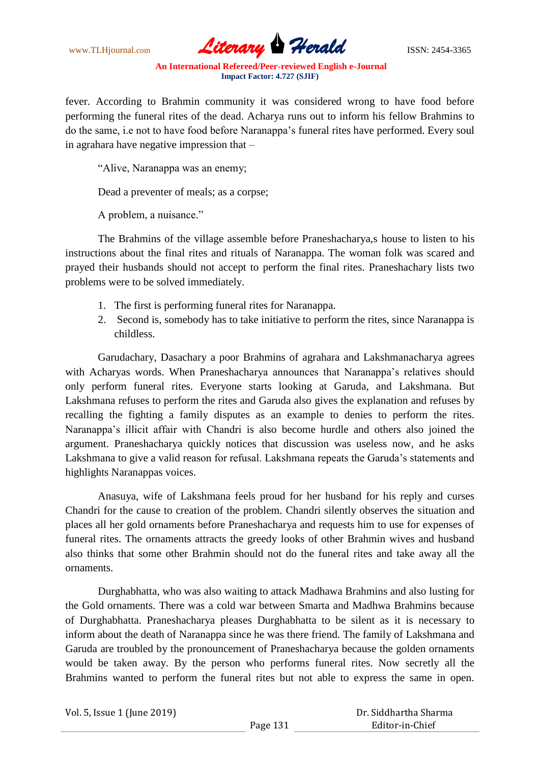fever. According to Brahmin community it was considered wrong to have food before performing the funeral rites of the dead. Acharya runs out to inform his fellow Brahmins to do the same, i.e not to have food before Naranappa's funeral rites have performed. Every soul in agrahara have negative impression that –

> "Alive, Naranappa was an enemy;
>
> Dead a preventer of meals; as a corpse;
>
> A problem, a nuisance."

The Brahmins of the village assemble before Praneshacharya,s house to listen to his instructions about the final rites and rituals of Naranappa. The woman folk was scared and prayed their husbands should not accept to perform the final rites. Praneshachary lists two problems were to be solved immediately.

1. The first is performing funeral rites for Naranappa.
2. Second is, somebody has to take initiative to perform the rites, since Naranappa is childless.

Garudachary, Dasachary a poor Brahmins of agrahara and Lakshmanacharya agrees with Acharyas words. When Praneshacharya announces that Naranappa's relatives should only perform funeral rites. Everyone starts looking at Garuda, and Lakshmana. But Lakshmana refuses to perform the rites and Garuda also gives the explanation and refuses by recalling the fighting a family disputes as an example to denies to perform the rites. Naranappa's illicit affair with Chandri is also become hurdle and others also joined the argument. Praneshacharya quickly notices that discussion was useless now, and he asks Lakshmana to give a valid reason for refusal. Lakshmana repeats the Garuda's statements and highlights Naranappas voices.

Anasuya, wife of Lakshmana feels proud for her husband for his reply and curses Chandri for the cause to creation of the problem. Chandri silently observes the situation and places all her gold ornaments before Praneshacharya and requests him to use for expenses of funeral rites. The ornaments attracts the greedy looks of other Brahmin wives and husband also thinks that some other Brahmin should not do the funeral rites and take away all the ornaments.

Durghabhatta, who was also waiting to attack Madhawa Brahmins and also lusting for the Gold ornaments. There was a cold war between Smarta and Madhwa Brahmins because of Durghabhatta. Praneshacharya pleases Durghabhatta to be silent as it is necessary to inform about the death of Naranappa since he was there friend. The family of Lakshmana and Garuda are troubled by the pronouncement of Praneshacharya because the golden ornaments would be taken away. By the person who performs funeral rites. Now secretly all the Brahmins wanted to perform the funeral rites but not able to express the same in open.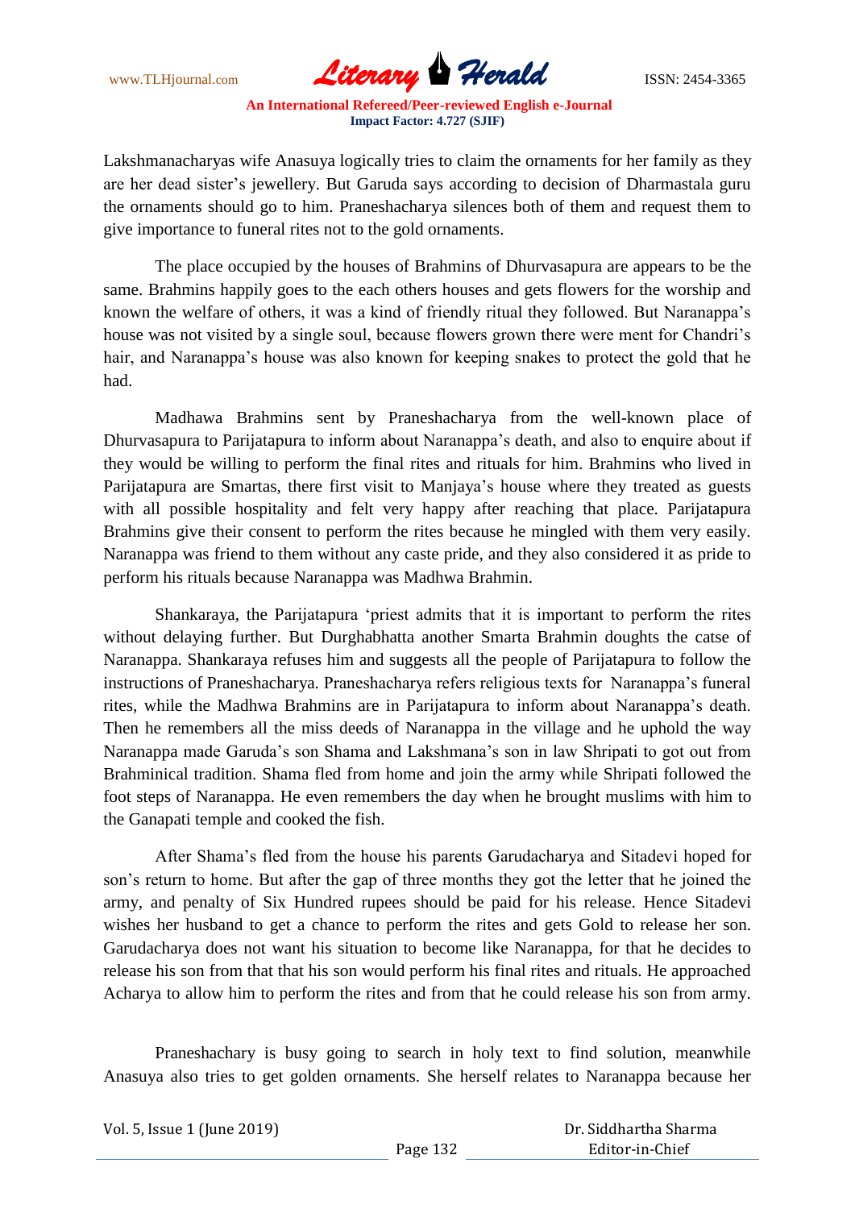Lakshmanacharyas wife Anasuya logically tries to claim the ornaments for her family as they are her dead sister's jewellery. But Garuda says according to decision of Dharmastala guru the ornaments should go to him. Praneshacharya silences both of them and request them to give importance to funeral rites not to the gold ornaments.

The place occupied by the houses of Brahmins of Dhurvasapura are appears to be the same. Brahmins happily goes to the each others houses and gets flowers for the worship and known the welfare of others, it was a kind of friendly ritual they followed. But Naranappa's house was not visited by a single soul, because flowers grown there were ment for Chandri's hair, and Naranappa's house was also known for keeping snakes to protect the gold that he had.

Madhawa Brahmins sent by Praneshacharya from the well-known place of Dhurvasapura to Parijatapura to inform about Naranappa's death, and also to enquire about if they would be willing to perform the final rites and rituals for him. Brahmins who lived in Parijatapura are Smartas, there first visit to Manjaya's house where they treated as guests with all possible hospitality and felt very happy after reaching that place. Parijatapura Brahmins give their consent to perform the rites because he mingled with them very easily. Naranappa was friend to them without any caste pride, and they also considered it as pride to perform his rituals because Naranappa was Madhwa Brahmin.

Shankaraya, the Parijatapura 'priest admits that it is important to perform the rites without delaying further. But Durghabhatta another Smarta Brahmin doughts the catse of Naranappa. Shankaraya refuses him and suggests all the people of Parijatapura to follow the instructions of Praneshacharya. Praneshacharya refers religious texts for Naranappa's funeral rites, while the Madhwa Brahmins are in Parijatapura to inform about Naranappa's death. Then he remembers all the miss deeds of Naranappa in the village and he uphold the way Naranappa made Garuda's son Shama and Lakshmana's son in law Shripati to got out from Brahminical tradition. Shama fled from home and join the army while Shripati followed the foot steps of Naranappa. He even remembers the day when he brought muslims with him to the Ganapati temple and cooked the fish.

After Shama's fled from the house his parents Garudacharya and Sitadevi hoped for son's return to home. But after the gap of three months they got the letter that he joined the army, and penalty of Six Hundred rupees should be paid for his release. Hence Sitadevi wishes her husband to get a chance to perform the rites and gets Gold to release her son. Garudacharya does not want his situation to become like Naranappa, for that he decides to release his son from that that his son would perform his final rites and rituals. He approached Acharya to allow him to perform the rites and from that he could release his son from army.

Praneshachary is busy going to search in holy text to find solution, meanwhile Anasuya also tries to get golden ornaments. She herself relates to Naranappa because her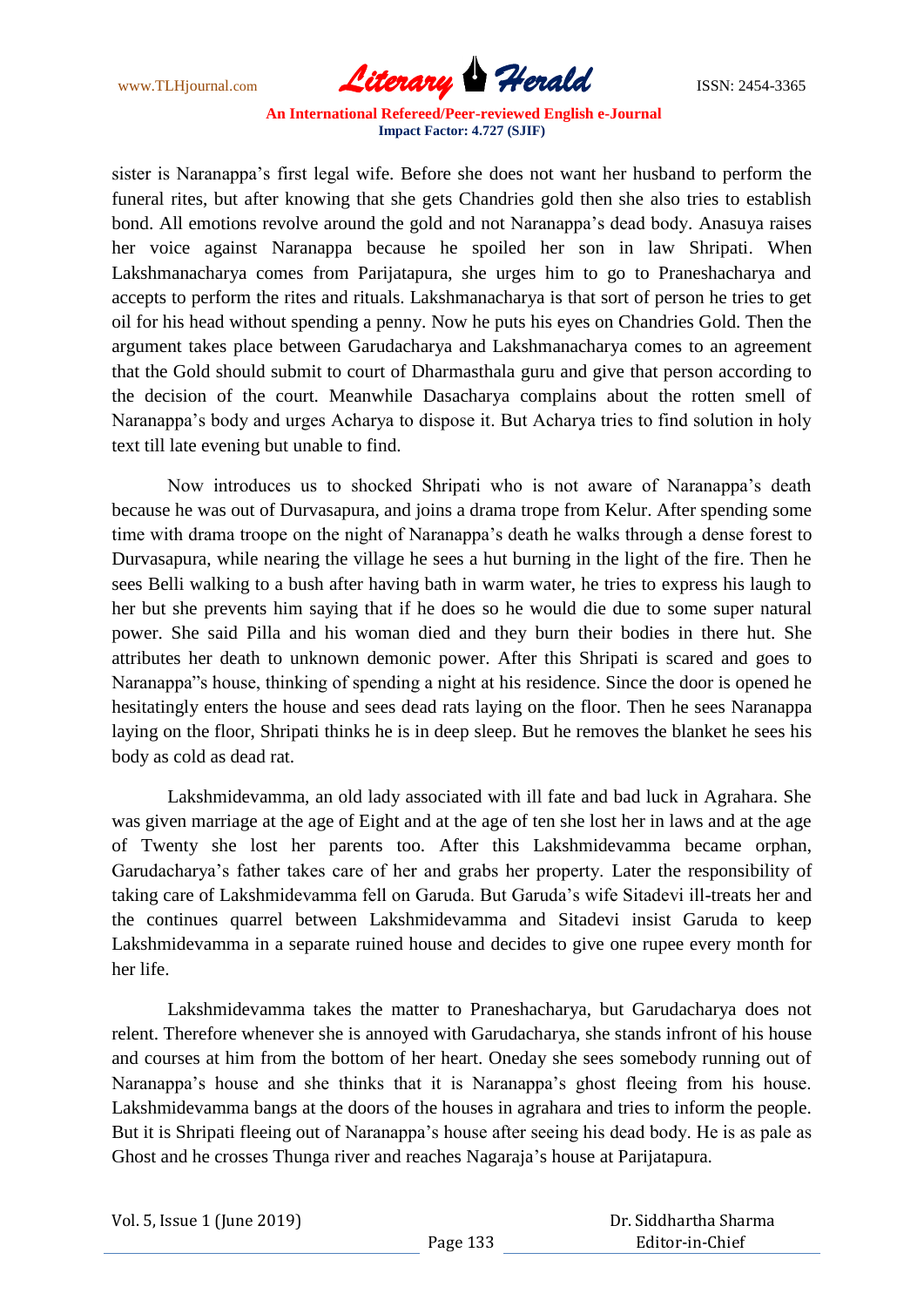sister is Naranappa's first legal wife. Before she does not want her husband to perform the funeral rites, but after knowing that she gets Chandries gold then she also tries to establish bond. All emotions revolve around the gold and not Naranappa's dead body. Anasuya raises her voice against Naranappa because he spoiled her son in law Shripati. When Lakshmanacharya comes from Parijatapura, she urges him to go to Praneshacharya and accepts to perform the rites and rituals. Lakshmanacharya is that sort of person he tries to get oil for his head without spending a penny. Now he puts his eyes on Chandries Gold. Then the argument takes place between Garudacharya and Lakshmanacharya comes to an agreement that the Gold should submit to court of Dharmasthala guru and give that person according to the decision of the court. Meanwhile Dasacharya complains about the rotten smell of Naranappa's body and urges Acharya to dispose it. But Acharya tries to find solution in holy text till late evening but unable to find.

Now introduces us to shocked Shripati who is not aware of Naranappa's death because he was out of Durvasapura, and joins a drama trope from Kelur. After spending some time with drama troope on the night of Naranappa's death he walks through a dense forest to Durvasapura, while nearing the village he sees a hut burning in the light of the fire. Then he sees Belli walking to a bush after having bath in warm water, he tries to express his laugh to her but she prevents him saying that if he does so he would die due to some super natural power. She said Pilla and his woman died and they burn their bodies in there hut. She attributes her death to unknown demonic power. After this Shripati is scared and goes to Naranappa"s house, thinking of spending a night at his residence. Since the door is opened he hesitatingly enters the house and sees dead rats laying on the floor. Then he sees Naranappa laying on the floor, Shripati thinks he is in deep sleep. But he removes the blanket he sees his body as cold as dead rat.

Lakshmidevamma, an old lady associated with ill fate and bad luck in Agrahara. She was given marriage at the age of Eight and at the age of ten she lost her in laws and at the age of Twenty she lost her parents too. After this Lakshmidevamma became orphan, Garudacharya's father takes care of her and grabs her property. Later the responsibility of taking care of Lakshmidevamma fell on Garuda. But Garuda's wife Sitadevi ill-treats her and the continues quarrel between Lakshmidevamma and Sitadevi insist Garuda to keep Lakshmidevamma in a separate ruined house and decides to give one rupee every month for her life.

Lakshmidevamma takes the matter to Praneshacharya, but Garudacharya does not relent. Therefore whenever she is annoyed with Garudacharya, she stands infront of his house and courses at him from the bottom of her heart. Oneday she sees somebody running out of Naranappa's house and she thinks that it is Naranappa's ghost fleeing from his house. Lakshmidevamma bangs at the doors of the houses in agrahara and tries to inform the people. But it is Shripati fleeing out of Naranappa's house after seeing his dead body. He is as pale as Ghost and he crosses Thunga river and reaches Nagaraja's house at Parijatapura.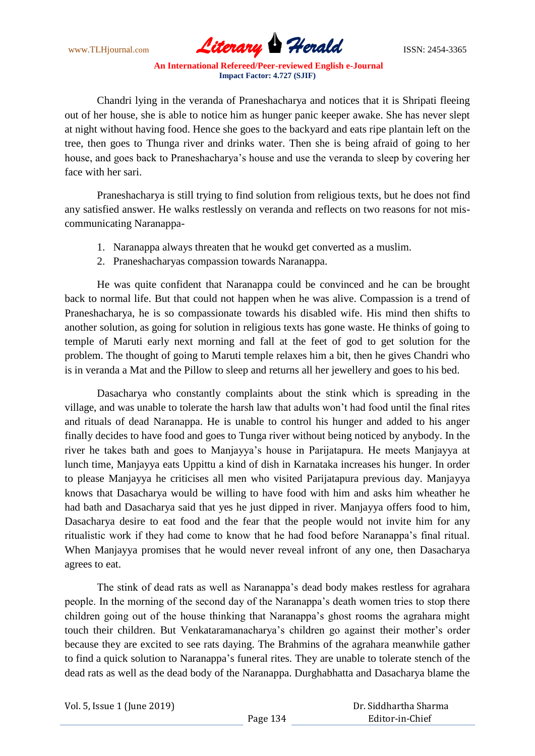Chandri lying in the veranda of Praneshacharya and notices that it is Shripati fleeing out of her house, she is able to notice him as hunger panic keeper awake. She has never slept at night without having food. Hence she goes to the backyard and eats ripe plantain left on the tree, then goes to Thunga river and drinks water. Then she is being afraid of going to her house, and goes back to Praneshacharya's house and use the veranda to sleep by covering her face with her sari.

Praneshacharya is still trying to find solution from religious texts, but he does not find any satisfied answer. He walks restlessly on veranda and reflects on two reasons for not mis-communicating Naranappa-

1. Naranappa always threaten that he woukd get converted as a muslim.
2. Praneshacharyas compassion towards Naranappa.

He was quite confident that Naranappa could be convinced and he can be brought back to normal life. But that could not happen when he was alive. Compassion is a trend of Praneshacharya, he is so compassionate towards his disabled wife. His mind then shifts to another solution, as going for solution in religious texts has gone waste. He thinks of going to temple of Maruti early next morning and fall at the feet of god to get solution for the problem. The thought of going to Maruti temple relaxes him a bit, then he gives Chandri who is in veranda a Mat and the Pillow to sleep and returns all her jewellery and goes to his bed.

Dasacharya who constantly complaints about the stink which is spreading in the village, and was unable to tolerate the harsh law that adults won't had food until the final rites and rituals of dead Naranappa. He is unable to control his hunger and added to his anger finally decides to have food and goes to Tunga river without being noticed by anybody. In the river he takes bath and goes to Manjayya's house in Parijatapura. He meets Manjayya at lunch time, Manjayya eats Uppittu a kind of dish in Karnataka increases his hunger. In order to please Manjayya he criticises all men who visited Parijatapura previous day. Manjayya knows that Dasacharya would be willing to have food with him and asks him wheather he had bath and Dasacharya said that yes he just dipped in river. Manjayya offers food to him, Dasacharya desire to eat food and the fear that the people would not invite him for any ritualistic work if they had come to know that he had food before Naranappa's final ritual. When Manjayya promises that he would never reveal infront of any one, then Dasacharya agrees to eat.

The stink of dead rats as well as Naranappa's dead body makes restless for agrahara people. In the morning of the second day of the Naranappa's death women tries to stop there children going out of the house thinking that Naranappa's ghost rooms the agrahara might touch their children. But Venkataramanacharya's children go against their mother's order because they are excited to see rats daying. The Brahmins of the agrahara meanwhile gather to find a quick solution to Naranappa's funeral rites. They are unable to tolerate stench of the dead rats as well as the dead body of the Naranappa. Durghabhatta and Dasacharya blame the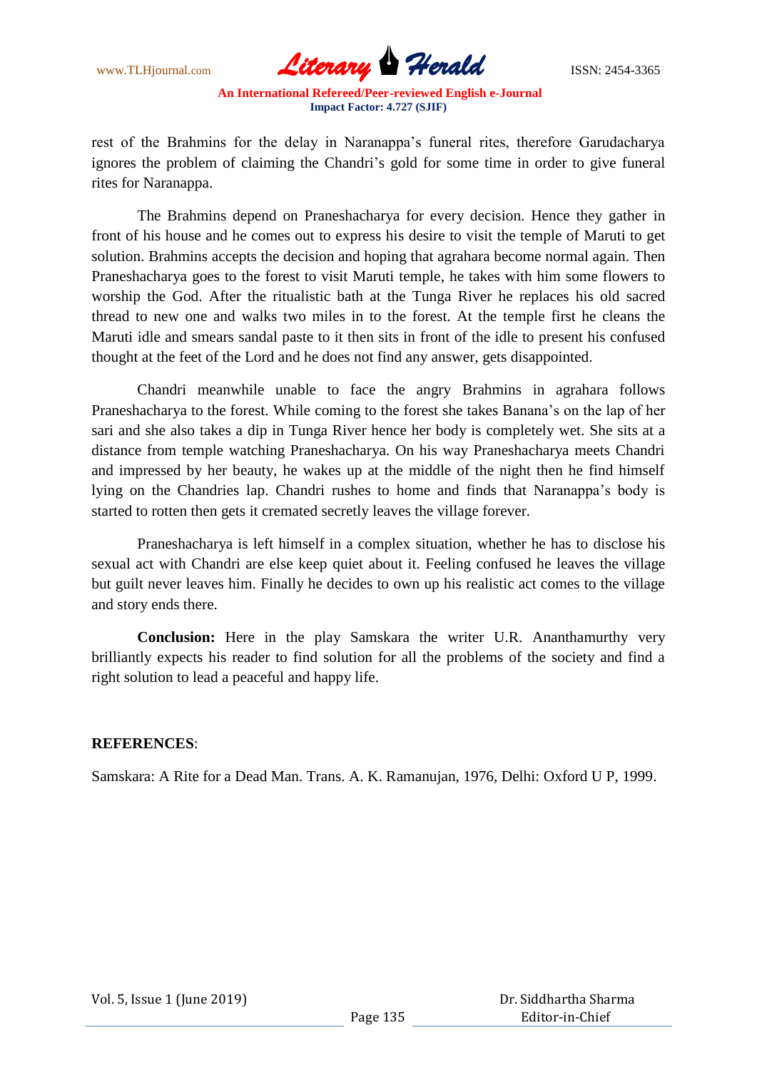rest of the Brahmins for the delay in Naranappa's funeral rites, therefore Garudacharya ignores the problem of claiming the Chandri's gold for some time in order to give funeral rites for Naranappa.

The Brahmins depend on Praneshacharya for every decision. Hence they gather in front of his house and he comes out to express his desire to visit the temple of Maruti to get solution. Brahmins accepts the decision and hoping that agrahara become normal again. Then Praneshacharya goes to the forest to visit Maruti temple, he takes with him some flowers to worship the God. After the ritualistic bath at the Tunga River he replaces his old sacred thread to new one and walks two miles in to the forest. At the temple first he cleans the Maruti idle and smears sandal paste to it then sits in front of the idle to present his confused thought at the feet of the Lord and he does not find any answer, gets disappointed.

Chandri meanwhile unable to face the angry Brahmins in agrahara follows Praneshacharya to the forest. While coming to the forest she takes Banana's on the lap of her sari and she also takes a dip in Tunga River hence her body is completely wet. She sits at a distance from temple watching Praneshacharya. On his way Praneshacharya meets Chandri and impressed by her beauty, he wakes up at the middle of the night then he find himself lying on the Chandries lap. Chandri rushes to home and finds that Naranappa's body is started to rotten then gets it cremated secretly leaves the village forever.

Praneshacharya is left himself in a complex situation, whether he has to disclose his sexual act with Chandri are else keep quiet about it. Feeling confused he leaves the village but guilt never leaves him. Finally he decides to own up his realistic act comes to the village and story ends there.

**Conclusion:** Here in the play Samskara the writer U.R. Ananthamurthy very brilliantly expects his reader to find solution for all the problems of the society and find a right solution to lead a peaceful and happy life.

**REFERENCES**:

Samskara: A Rite for a Dead Man. Trans. A. K. Ramanujan, 1976, Delhi: Oxford U P, 1999.